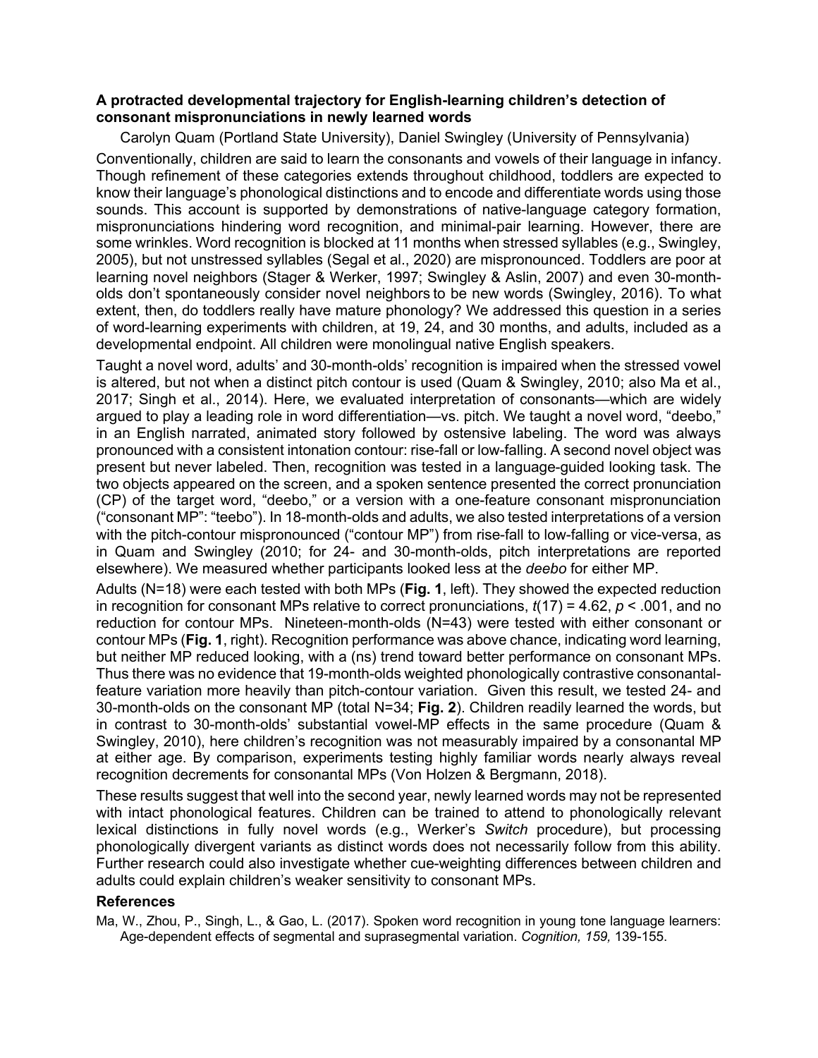### A protracted developmental trajectory for English-learning children's detection of consonant mispronunciations in newly learned words

Carolyn Quam (Portland State University), Daniel Swingley (University of Pennsylvania)

Conventionally, children are said to learn the consonants and vowels of their language in infancy. Though refinement of these categories extends throughout childhood, toddlers are expected to know their language's phonological distinctions and to encode and differentiate words using those sounds. This account is supported by demonstrations of native-language category formation, mispronunciations hindering word recognition, and minimal-pair learning. However, there are some wrinkles. Word recognition is blocked at 11 months when stressed syllables (e.g., Swingley, 2005), but not unstressed syllables (Segal et al., 2020) are mispronounced. Toddlers are poor at learning novel neighbors (Stager & Werker, 1997; Swingley & Aslin, 2007) and even 30-month-olds don't spontaneously consider novel neighbors to be new words (Swingley, 2016). To what extent, then, do toddlers really have mature phonology? We addressed this question in a series of word-learning experiments with children, at 19, 24, and 30 months, and adults, included as a developmental endpoint. All children were monolingual native English speakers.

Taught a novel word, adults' and 30-month-olds' recognition is impaired when the stressed vowel is altered, but not when a distinct pitch contour is used (Quam & Swingley, 2010; also Ma et al., 2017; Singh et al., 2014). Here, we evaluated interpretation of consonants—which are widely argued to play a leading role in word differentiation—vs. pitch. We taught a novel word, "deebo," in an English narrated, animated story followed by ostensive labeling. The word was always pronounced with a consistent intonation contour: rise-fall or low-falling. A second novel object was present but never labeled. Then, recognition was tested in a language-guided looking task. The two objects appeared on the screen, and a spoken sentence presented the correct pronunciation (CP) of the target word, "deebo," or a version with a one-feature consonant mispronunciation ("consonant MP": "teebo"). In 18-month-olds and adults, we also tested interpretations of a version with the pitch-contour mispronounced ("contour MP") from rise-fall to low-falling or vice-versa, as in Quam and Swingley (2010; for 24- and 30-month-olds, pitch interpretations are reported elsewhere). We measured whether participants looked less at the *deebo* for either MP.

Adults (N=18) were each tested with both MPs (**Fig. 1**, left). They showed the expected reduction in recognition for consonant MPs relative to correct pronunciations, $t(17) = 4.62$, $p < .001$, and no reduction for contour MPs. Nineteen-month-olds (N=43) were tested with either consonant or contour MPs (**Fig. 1**, right). Recognition performance was above chance, indicating word learning, but neither MP reduced looking, with a (ns) trend toward better performance on consonant MPs. Thus there was no evidence that 19-month-olds weighted phonologically contrastive consonantal-feature variation more heavily than pitch-contour variation. Given this result, we tested 24- and 30-month-olds on the consonant MP (total N=34; **Fig. 2**). Children readily learned the words, but in contrast to 30-month-olds' substantial vowel-MP effects in the same procedure (Quam & Swingley, 2010), here children's recognition was not measurably impaired by a consonantal MP at either age. By comparison, experiments testing highly familiar words nearly always reveal recognition decrements for consonantal MPs (Von Holzen & Bergmann, 2018).

These results suggest that well into the second year, newly learned words may not be represented with intact phonological features. Children can be trained to attend to phonologically relevant lexical distinctions in fully novel words (e.g., Werker's *Switch* procedure), but processing phonologically divergent variants as distinct words does not necessarily follow from this ability. Further research could also investigate whether cue-weighting differences between children and adults could explain children's weaker sensitivity to consonant MPs.

### References

Ma, W., Zhou, P., Singh, L., & Gao, L. (2017). Spoken word recognition in young tone language learners: Age-dependent effects of segmental and suprasegmental variation. *Cognition, 159,* 139-155.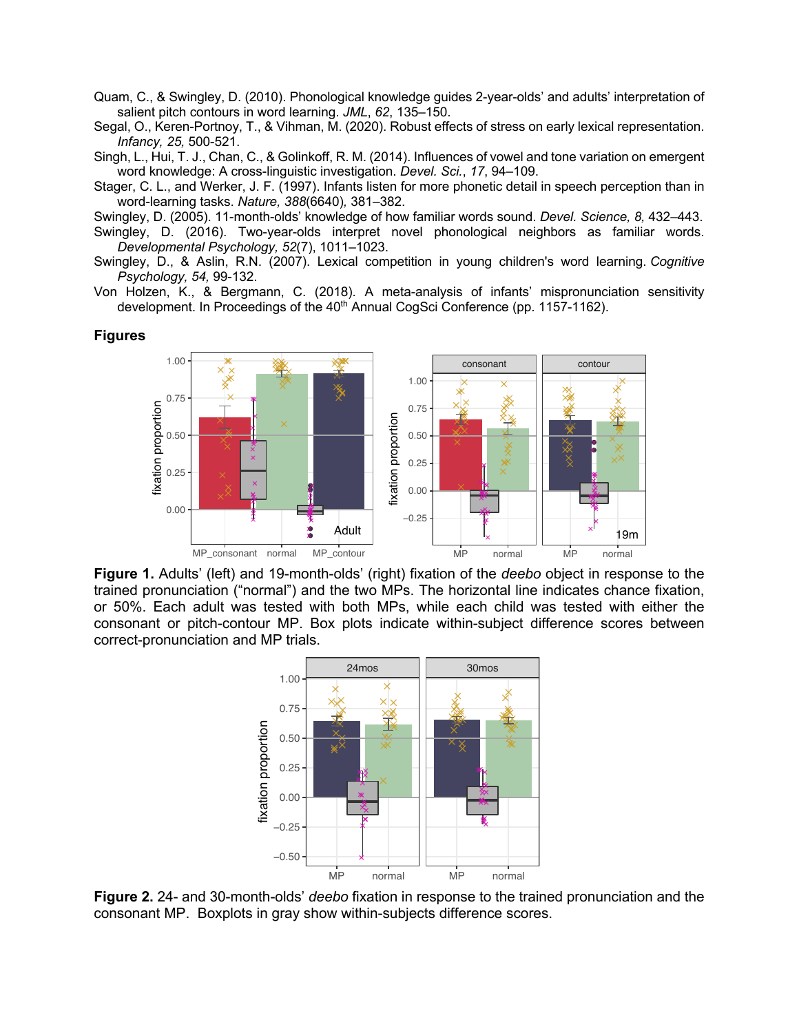Quam, C., & Swingley, D. (2010). Phonological knowledge guides 2-year-olds' and adults' interpretation of salient pitch contours in word learning. *JML, 62*, 135–150.

Segal, O., Keren-Portnoy, T., & Vihman, M. (2020). Robust effects of stress on early lexical representation. *Infancy, 25,* 500-521.

Singh, L., Hui, T. J., Chan, C., & Golinkoff, R. M. (2014). Influences of vowel and tone variation on emergent word knowledge: A cross-linguistic investigation. *Devel. Sci.*, *17*, 94–109.

Stager, C. L., and Werker, J. F. (1997). Infants listen for more phonetic detail in speech perception than in word-learning tasks. *Nature, 388*(6640)*,* 381–382.

Swingley, D. (2005). 11-month-olds' knowledge of how familiar words sound. *Devel. Science, 8,* 432–443.

Swingley, D. (2016). Two-year-olds interpret novel phonological neighbors as familiar words. *Developmental Psychology, 52*(7), 1011–1023.

Swingley, D., & Aslin, R.N. (2007). Lexical competition in young children's word learning. *Cognitive Psychology, 54,* 99-132.

Von Holzen, K., & Bergmann, C. (2018). A meta-analysis of infants' mispronunciation sensitivity development. In Proceedings of the 40th Annual CogSci Conference (pp. 1157-1162).

## Figures

fixation proportion
1.00
0.75
0.50
0.25
0.00
Adult
MP_consonant normal MP_contour

consonant contour
fixation proportion
1.00
0.75
0.50
0.25
0.00
−0.25
19m
MP normal MP normal

**Figure 1.** Adults' (left) and 19-month-olds' (right) fixation of the *deebo* object in response to the trained pronunciation ("normal") and the two MPs. The horizontal line indicates chance fixation, or 50%. Each adult was tested with both MPs, while each child was tested with either the consonant or pitch-contour MP. Box plots indicate within-subject difference scores between correct-pronunciation and MP trials.

24mos 30mos
fixation proportion
1.00
0.75
0.50
0.25
0.00
−0.25
−0.50
MP normal MP normal

**Figure 2.** 24- and 30-month-olds' *deebo* fixation in response to the trained pronunciation and the consonant MP. Boxplots in gray show within-subjects difference scores.